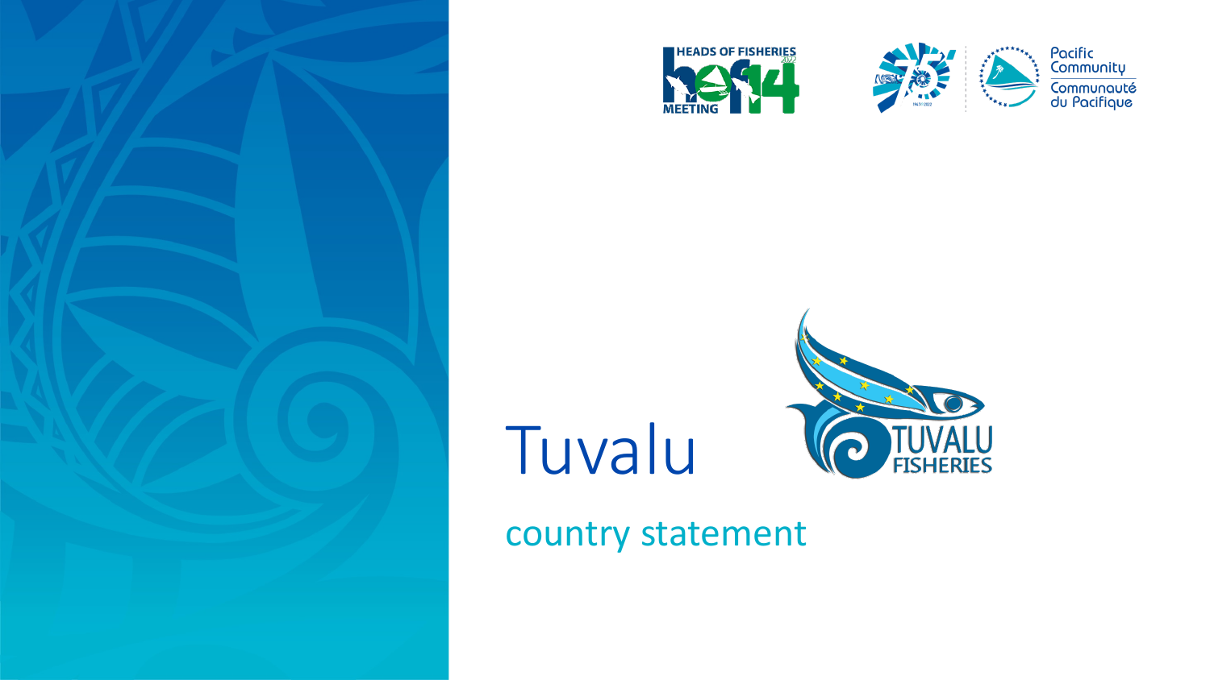# Tuvalu

## country statement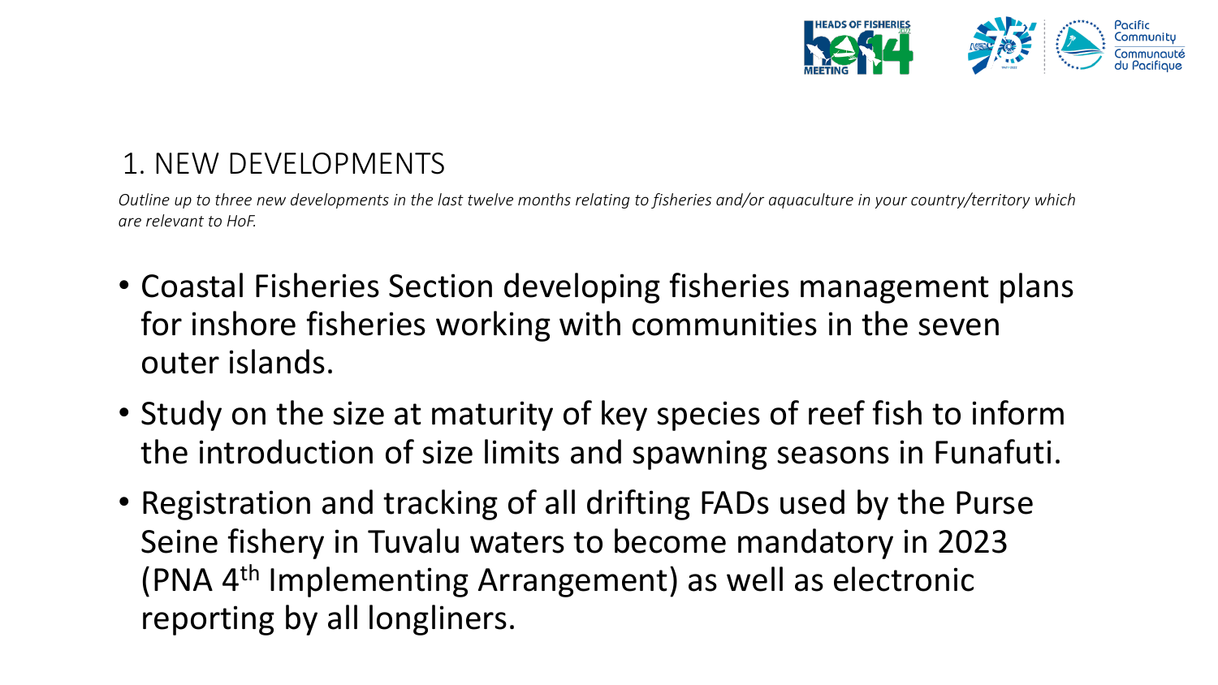## 1. NEW DEVELOPMENTS

*Outline up to three new developments in the last twelve months relating to fisheries and/or aquaculture in your country/territory which are relevant to HoF.*

- Coastal Fisheries Section developing fisheries management plans for inshore fisheries working with communities in the seven outer islands.
- Study on the size at maturity of key species of reef fish to inform the introduction of size limits and spawning seasons in Funafuti.
- Registration and tracking of all drifting FADs used by the Purse Seine fishery in Tuvalu waters to become mandatory in 2023 (PNA 4th Implementing Arrangement) as well as electronic reporting by all longliners.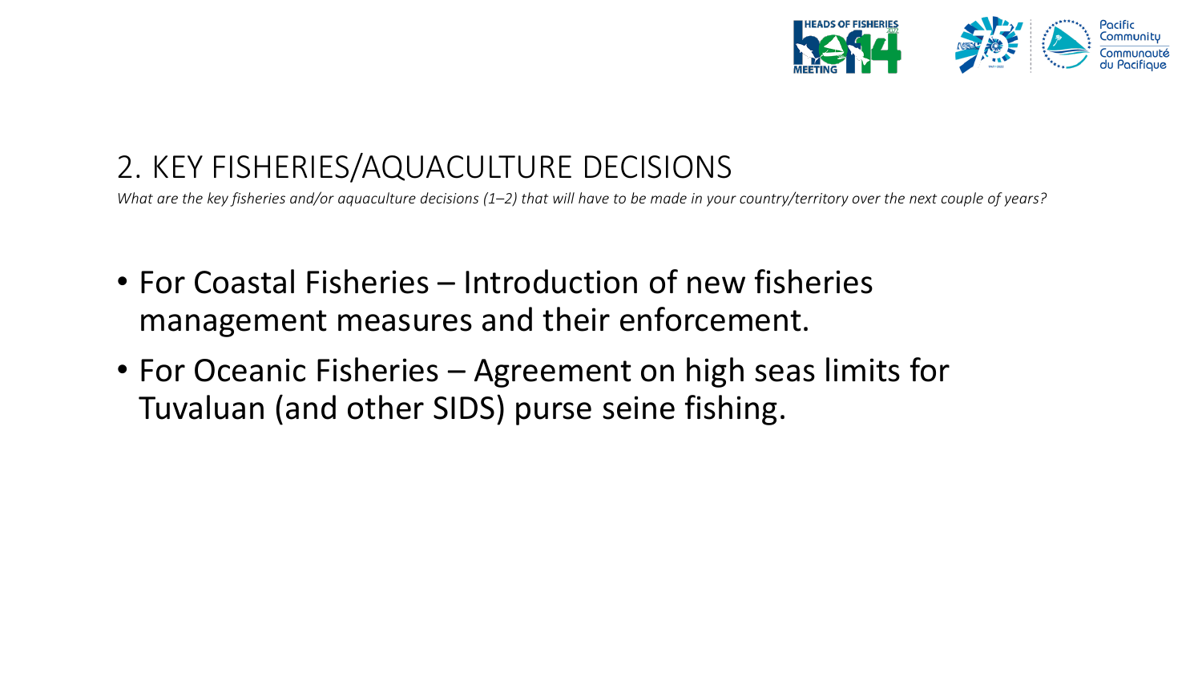## 2. KEY FISHERIES/AQUACULTURE DECISIONS

*What are the key fisheries and/or aquaculture decisions (1–2) that will have to be made in your country/territory over the next couple of years?*

- For Coastal Fisheries – Introduction of new fisheries management measures and their enforcement.
- For Oceanic Fisheries – Agreement on high seas limits for Tuvaluan (and other SIDS) purse seine fishing.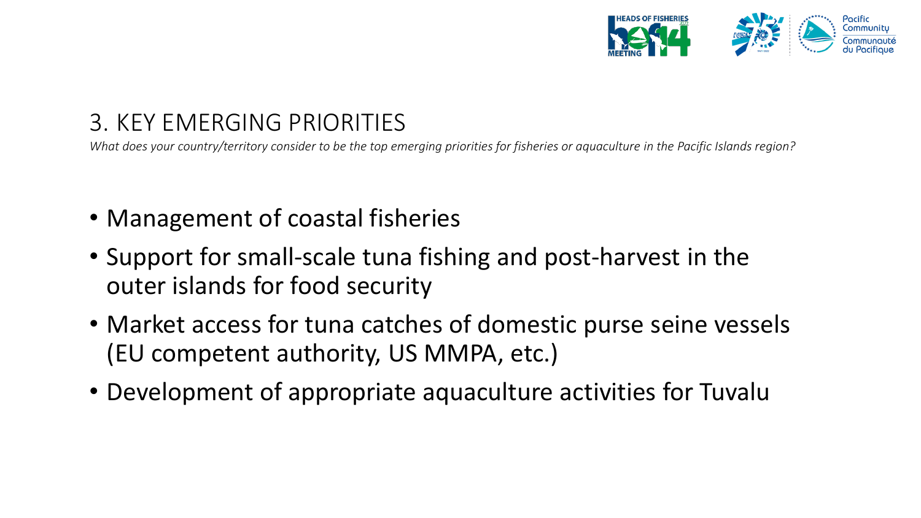# 3. KEY EMERGING PRIORITIES

*What does your country/territory consider to be the top emerging priorities for fisheries or aquaculture in the Pacific Islands region?*

- Management of coastal fisheries
- Support for small-scale tuna fishing and post-harvest in the outer islands for food security
- Market access for tuna catches of domestic purse seine vessels (EU competent authority, US MMPA, etc.)
- Development of appropriate aquaculture activities for Tuvalu